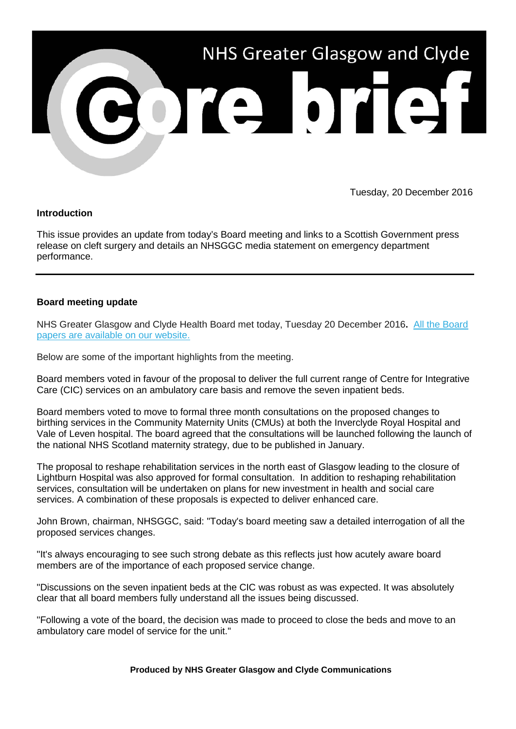# NHS Greater Glasgow and Clyde

# core brief

Tuesday, 20 December 2016

**Introduction**

This issue provides an update from today's Board meeting and links to a Scottish Government press release on cleft surgery and details an NHSGGC media statement on emergency department performance.

---

**Board meeting update**

NHS Greater Glasgow and Clyde Health Board met today, Tuesday 20 December 2016**.** [All the Board papers are available on our website.]

Below are some of the important highlights from the meeting.

Board members voted in favour of the proposal to deliver the full current range of Centre for Integrative Care (CIC) services on an ambulatory care basis and remove the seven inpatient beds.

Board members voted to move to formal three month consultations on the proposed changes to birthing services in the Community Maternity Units (CMUs) at both the Inverclyde Royal Hospital and Vale of Leven hospital. The board agreed that the consultations will be launched following the launch of the national NHS Scotland maternity strategy, due to be published in January.

The proposal to reshape rehabilitation services in the north east of Glasgow leading to the closure of Lightburn Hospital was also approved for formal consultation. In addition to reshaping rehabilitation services, consultation will be undertaken on plans for new investment in health and social care services. A combination of these proposals is expected to deliver enhanced care.

John Brown, chairman, NHSGGC, said: "Today's board meeting saw a detailed interrogation of all the proposed services changes.

"It's always encouraging to see such strong debate as this reflects just how acutely aware board members are of the importance of each proposed service change.

"Discussions on the seven inpatient beds at the CIC was robust as was expected. It was absolutely clear that all board members fully understand all the issues being discussed.

"Following a vote of the board, the decision was made to proceed to close the beds and move to an ambulatory care model of service for the unit."

**Produced by NHS Greater Glasgow and Clyde Communications**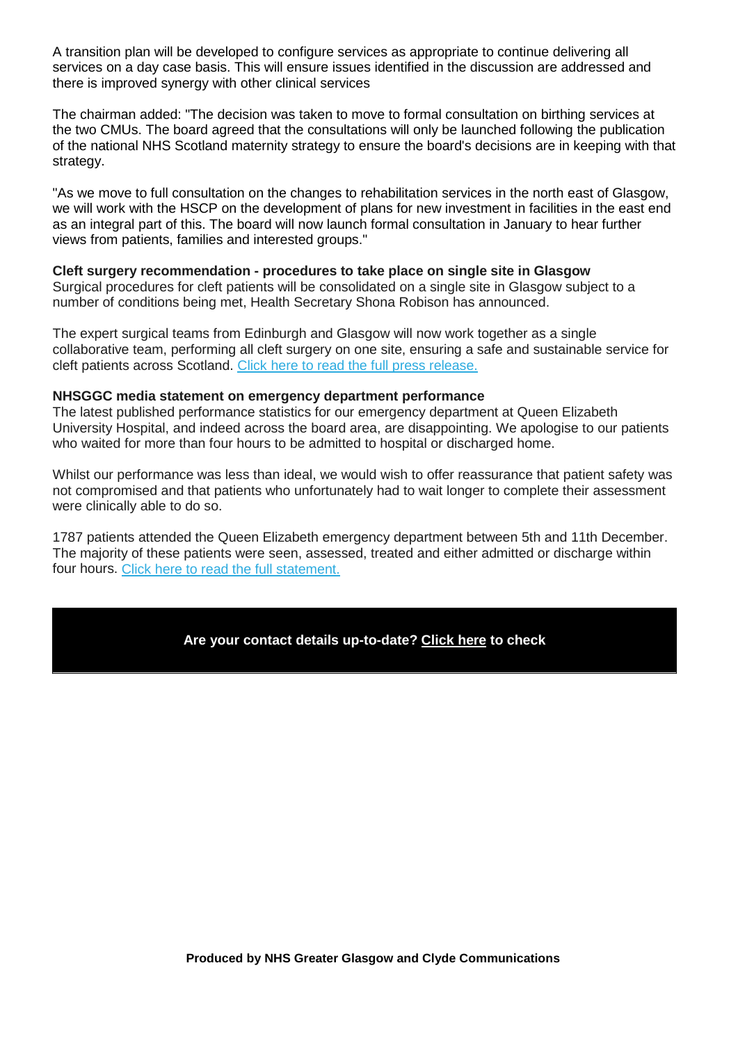A transition plan will be developed to configure services as appropriate to continue delivering all services on a day case basis. This will ensure issues identified in the discussion are addressed and there is improved synergy with other clinical services

The chairman added: "The decision was taken to move to formal consultation on birthing services at the two CMUs. The board agreed that the consultations will only be launched following the publication of the national NHS Scotland maternity strategy to ensure the board's decisions are in keeping with that strategy.

"As we move to full consultation on the changes to rehabilitation services in the north east of Glasgow, we will work with the HSCP on the development of plans for new investment in facilities in the east end as an integral part of this. The board will now launch formal consultation in January to hear further views from patients, families and interested groups."

**Cleft surgery recommendation - procedures to take place on single site in Glasgow**

Surgical procedures for cleft patients will be consolidated on a single site in Glasgow subject to a number of conditions being met, Health Secretary Shona Robison has announced.

The expert surgical teams from Edinburgh and Glasgow will now work together as a single collaborative team, performing all cleft surgery on one site, ensuring a safe and sustainable service for cleft patients across Scotland. Click here to read the full press release.

**NHSGGC media statement on emergency department performance**

The latest published performance statistics for our emergency department at Queen Elizabeth University Hospital, and indeed across the board area, are disappointing. We apologise to our patients who waited for more than four hours to be admitted to hospital or discharged home.

Whilst our performance was less than ideal, we would wish to offer reassurance that patient safety was not compromised and that patients who unfortunately had to wait longer to complete their assessment were clinically able to do so.

1787 patients attended the Queen Elizabeth emergency department between 5th and 11th December. The majority of these patients were seen, assessed, treated and either admitted or discharge within four hours. Click here to read the full statement.

**Are your contact details up-to-date? Click here to check**

**Produced by NHS Greater Glasgow and Clyde Communications**